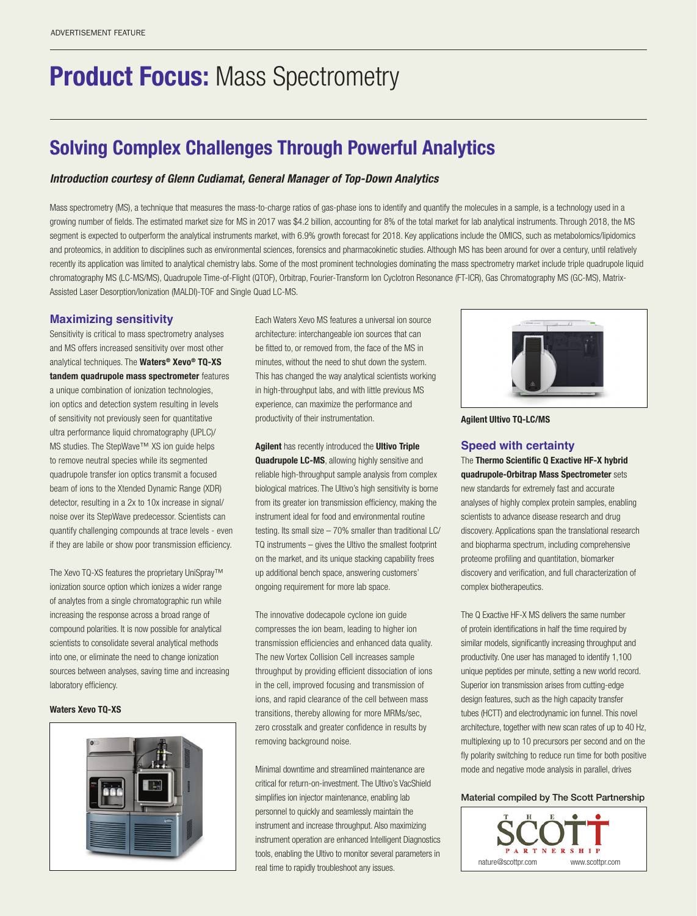ADVERTISEMENT FEATURE

# **Product Focus:** Mass Spectrometry

## Solving Complex Challenges Through Powerful Analytics

***Introduction courtesy of Glenn Cudiamat, General Manager of Top-Down Analytics***

Mass spectrometry (MS), a technique that measures the mass-to-charge ratios of gas-phase ions to identify and quantify the molecules in a sample, is a technology used in a growing number of fields. The estimated market size for MS in 2017 was $4.2 billion, accounting for 8% of the total market for lab analytical instruments. Through 2018, the MS segment is expected to outperform the analytical instruments market, with 6.9% growth forecast for 2018. Key applications include the OMICS, such as metabolomics/lipidomics and proteomics, in addition to disciplines such as environmental sciences, forensics and pharmacokinetic studies. Although MS has been around for over a century, until relatively recently its application was limited to analytical chemistry labs. Some of the most prominent technologies dominating the mass spectrometry market include triple quadrupole liquid chromatography MS (LC-MS/MS), Quadrupole Time-of-Flight (QTOF), Orbitrap, Fourier-Transform Ion Cyclotron Resonance (FT-ICR), Gas Chromatography MS (GC-MS), Matrix-Assisted Laser Desorption/Ionization (MALDI)-TOF and Single Quad LC-MS.

### Maximizing sensitivity

Sensitivity is critical to mass spectrometry analyses and MS offers increased sensitivity over most other analytical techniques. The **Waters® Xevo® TQ-XS tandem quadrupole mass spectrometer** features a unique combination of ionization technologies, ion optics and detection system resulting in levels of sensitivity not previously seen for quantitative ultra performance liquid chromatography (UPLC)/ MS studies. The StepWave™ XS ion guide helps to remove neutral species while its segmented quadrupole transfer ion optics transmit a focused beam of ions to the Xtended Dynamic Range (XDR) detector, resulting in a 2x to 10x increase in signal/ noise over its StepWave predecessor. Scientists can quantify challenging compounds at trace levels - even if they are labile or show poor transmission efficiency.

The Xevo TQ-XS features the proprietary UniSpray™ ionization source option which ionizes a wider range of analytes from a single chromatographic run while increasing the response across a broad range of compound polarities. It is now possible for analytical scientists to consolidate several analytical methods into one, or eliminate the need to change ionization sources between analyses, saving time and increasing laboratory efficiency.

**Waters Xevo TQ-XS**

Each Waters Xevo MS features a universal ion source architecture: interchangeable ion sources that can be fitted to, or removed from, the face of the MS in minutes, without the need to shut down the system. This has changed the way analytical scientists working in high-throughput labs, and with little previous MS experience, can maximize the performance and productivity of their instrumentation.

**Agilent** has recently introduced the **Ultivo Triple Quadrupole LC-MS**, allowing highly sensitive and reliable high-throughput sample analysis from complex biological matrices. The Ultivo's high sensitivity is borne from its greater ion transmission efficiency, making the instrument ideal for food and environmental routine testing. Its small size – 70% smaller than traditional LC/ TQ instruments – gives the Ultivo the smallest footprint on the market, and its unique stacking capability frees up additional bench space, answering customers' ongoing requirement for more lab space.

The innovative dodecapole cyclone ion guide compresses the ion beam, leading to higher ion transmission efficiencies and enhanced data quality. The new Vortex Collision Cell increases sample throughput by providing efficient dissociation of ions in the cell, improved focusing and transmission of ions, and rapid clearance of the cell between mass transitions, thereby allowing for more MRMs/sec, zero crosstalk and greater confidence in results by removing background noise.

Minimal downtime and streamlined maintenance are critical for return-on-investment. The Ultivo's VacShield simplifies ion injector maintenance, enabling lab personnel to quickly and seamlessly maintain the instrument and increase throughput. Also maximizing instrument operation are enhanced Intelligent Diagnostics tools, enabling the Ultivo to monitor several parameters in real time to rapidly troubleshoot any issues.

**Agilent Ultivo TQ-LC/MS**

### Speed with certainty

The **Thermo Scientific Q Exactive HF-X hybrid quadrupole-Orbitrap Mass Spectrometer** sets new standards for extremely fast and accurate analyses of highly complex protein samples, enabling scientists to advance disease research and drug discovery. Applications span the translational research and biopharma spectrum, including comprehensive proteome profiling and quantitation, biomarker discovery and verification, and full characterization of complex biotherapeutics.

The Q Exactive HF-X MS delivers the same number of protein identifications in half the time required by similar models, significantly increasing throughput and productivity. One user has managed to identify 1,100 unique peptides per minute, setting a new world record. Superior ion transmission arises from cutting-edge design features, such as the high capacity transfer tubes (HCTT) and electrodynamic ion funnel. This novel architecture, together with new scan rates of up to 40 Hz, multiplexing up to 10 precursors per second and on the fly polarity switching to reduce run time for both positive mode and negative mode analysis in parallel, drives

Material compiled by The Scott Partnership

THE SCOTT PARTNERSHIP

nature@scottpr.com www.scottpr.com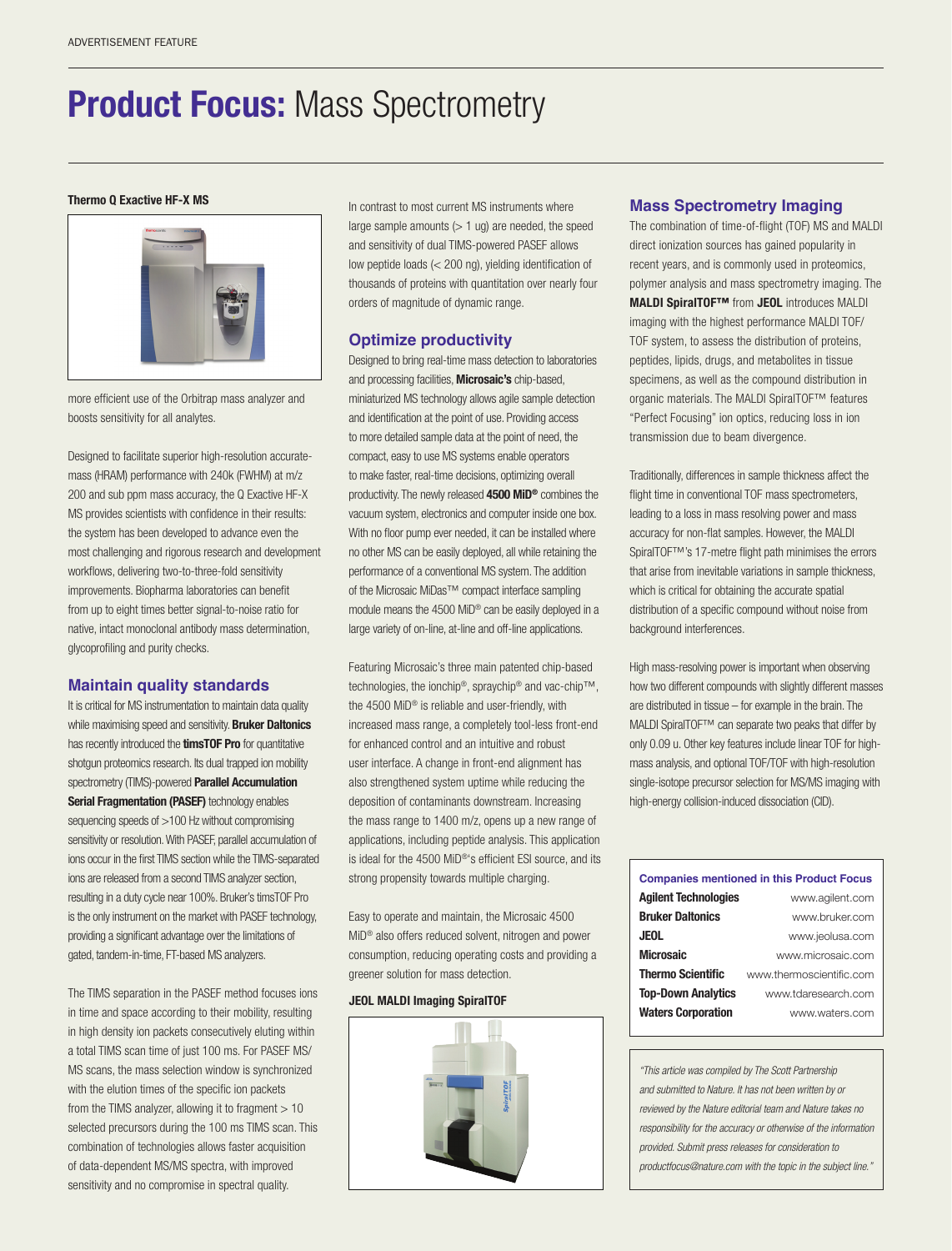ADVERTISEMENT FEATURE

# **Product Focus:** Mass Spectrometry

**Thermo Q Exactive HF-X MS**

more efficient use of the Orbitrap mass analyzer and boosts sensitivity for all analytes.

Designed to facilitate superior high-resolution accurate-mass (HRAM) performance with 240k (FWHM) at m/z 200 and sub ppm mass accuracy, the Q Exactive HF-X MS provides scientists with confidence in their results: the system has been developed to advance even the most challenging and rigorous research and development workflows, delivering two-to-three-fold sensitivity improvements. Biopharma laboratories can benefit from up to eight times better signal-to-noise ratio for native, intact monoclonal antibody mass determination, glycoprofiling and purity checks.

## Maintain quality standards

It is critical for MS instrumentation to maintain data quality while maximising speed and sensitivity. **Bruker Daltonics** has recently introduced the **timsTOF Pro** for quantitative shotgun proteomics research. Its dual trapped ion mobility spectrometry (TIMS)-powered **Parallel Accumulation Serial Fragmentation (PASEF)** technology enables sequencing speeds of >100 Hz without compromising sensitivity or resolution. With PASEF, parallel accumulation of ions occur in the first TIMS section while the TIMS-separated ions are released from a second TIMS analyzer section, resulting in a duty cycle near 100%. Bruker's timsTOF Pro is the only instrument on the market with PASEF technology, providing a significant advantage over the limitations of gated, tandem-in-time, FT-based MS analyzers.

The TIMS separation in the PASEF method focuses ions in time and space according to their mobility, resulting in high density ion packets consecutively eluting within a total TIMS scan time of just 100 ms. For PASEF MS/MS scans, the mass selection window is synchronized with the elution times of the specific ion packets from the TIMS analyzer, allowing it to fragment > 10 selected precursors during the 100 ms TIMS scan. This combination of technologies allows faster acquisition of data-dependent MS/MS spectra, with improved sensitivity and no compromise in spectral quality.

In contrast to most current MS instruments where large sample amounts (> 1 ug) are needed, the speed and sensitivity of dual TIMS-powered PASEF allows low peptide loads (< 200 ng), yielding identification of thousands of proteins with quantitation over nearly four orders of magnitude of dynamic range.

## Optimize productivity

Designed to bring real-time mass detection to laboratories and processing facilities, **Microsaic's** chip-based, miniaturized MS technology allows agile sample detection and identification at the point of use. Providing access to more detailed sample data at the point of need, the compact, easy to use MS systems enable operators to make faster, real-time decisions, optimizing overall productivity. The newly released **4500 MiD®** combines the vacuum system, electronics and computer inside one box. With no floor pump ever needed, it can be installed where no other MS can be easily deployed, all while retaining the performance of a conventional MS system. The addition of the Microsaic MiDas™ compact interface sampling module means the 4500 MiD® can be easily deployed in a large variety of on-line, at-line and off-line applications.

Featuring Microsaic's three main patented chip-based technologies, the ionchip®, spraychip® and vac-chip™, the 4500 MiD® is reliable and user-friendly, with increased mass range, a completely tool-less front-end for enhanced control and an intuitive and robust user interface. A change in front-end alignment has also strengthened system uptime while reducing the deposition of contaminants downstream. Increasing the mass range to 1400 m/z, opens up a new range of applications, including peptide analysis. This application is ideal for the 4500 MiD®'s efficient ESI source, and its strong propensity towards multiple charging.

Easy to operate and maintain, the Microsaic 4500 MiD® also offers reduced solvent, nitrogen and power consumption, reducing operating costs and providing a greener solution for mass detection.

**JEOL MALDI Imaging SpiralTOF**

## Mass Spectrometry Imaging

The combination of time-of-flight (TOF) MS and MALDI direct ionization sources has gained popularity in recent years, and is commonly used in proteomics, polymer analysis and mass spectrometry imaging. The **MALDI SpiralTOF™** from **JEOL** introduces MALDI imaging with the highest performance MALDI TOF/TOF system, to assess the distribution of proteins, peptides, lipids, drugs, and metabolites in tissue specimens, as well as the compound distribution in organic materials. The MALDI SpiralTOF™ features "Perfect Focusing" ion optics, reducing loss in ion transmission due to beam divergence.

Traditionally, differences in sample thickness affect the flight time in conventional TOF mass spectrometers, leading to a loss in mass resolving power and mass accuracy for non-flat samples. However, the MALDI SpiralTOF™'s 17-metre flight path minimises the errors that arise from inevitable variations in sample thickness, which is critical for obtaining the accurate spatial distribution of a specific compound without noise from background interferences.

High mass-resolving power is important when observing how two different compounds with slightly different masses are distributed in tissue – for example in the brain. The MALDI SpiralTOF™ can separate two peaks that differ by only 0.09 u. Other key features include linear TOF for high-mass analysis, and optional TOF/TOF with high-resolution single-isotope precursor selection for MS/MS imaging with high-energy collision-induced dissociation (CID).

**Companies mentioned in this Product Focus**

| | |
|---|---|
| **Agilent Technologies** | www.agilent.com |
| **Bruker Daltonics** | www.bruker.com |
| **JEOL** | www.jeolusa.com |
| **Microsaic** | www.microsaic.com |
| **Thermo Scientific** | www.thermoscientific.com |
| **Top-Down Analytics** | www.tdaresearch.com |
| **Waters Corporation** | www.waters.com |

*"This article was compiled by The Scott Partnership and submitted to Nature. It has not been written by or reviewed by the Nature editorial team and Nature takes no responsibility for the accuracy or otherwise of the information provided. Submit press releases for consideration to productfocus@nature.com with the topic in the subject line."*